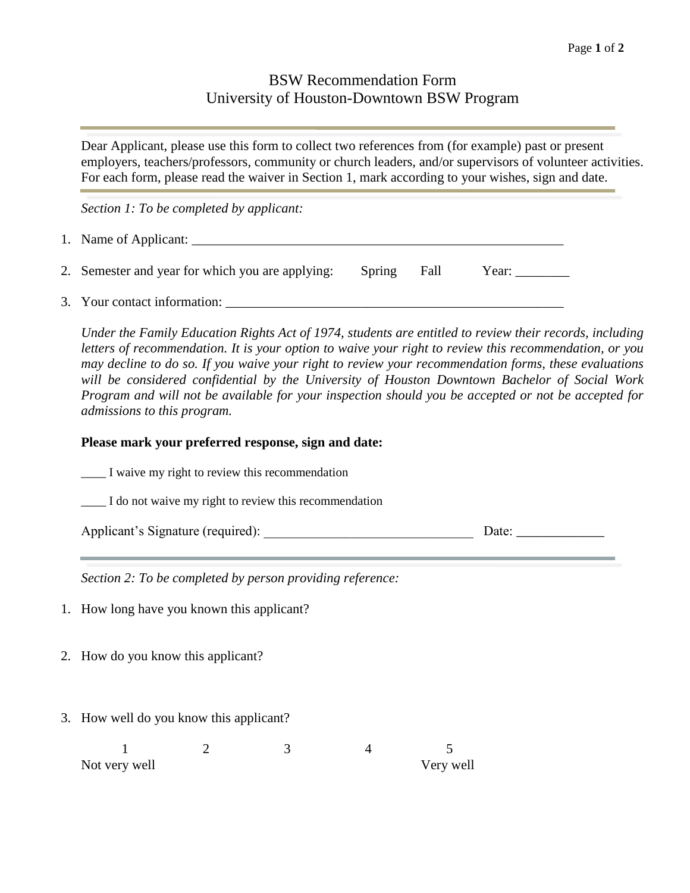# BSW Recommendation Form
## University of Houston-Downtown BSW Program

Dear Applicant, please use this form to collect two references from (for example) past or present employers, teachers/professors, community or church leaders, and/or supervisors of volunteer activities. For each form, please read the waiver in Section 1, mark according to your wishes, sign and date.

*Section 1: To be completed by applicant:*

1. Name of Applicant: ___________________________________________________________
2. Semester and year for which you are applying:   Spring   Fall   Year: ________
3. Your contact information: ___________________________________________________

*Under the Family Education Rights Act of 1974, students are entitled to review their records, including letters of recommendation. It is your option to waive your right to review this recommendation, or you may decline to do so. If you waive your right to review your recommendation forms, these evaluations will be considered confidential by the University of Houston Downtown Bachelor of Social Work Program and will not be available for your inspection should you be accepted or not be accepted for admissions to this program.*

**Please mark your preferred response, sign and date:**

____ I waive my right to review this recommendation

____ I do not waive my right to review this recommendation

Applicant's Signature (required): _______________________________ Date: _____________

*Section 2: To be completed by person providing reference:*

1. How long have you known this applicant?

2. How do you know this applicant?

3. How well do you know this applicant?

| 1 | 2 | 3 | 4 | 5 |
|---|---|---|---|---|
| Not very well | | | | Very well |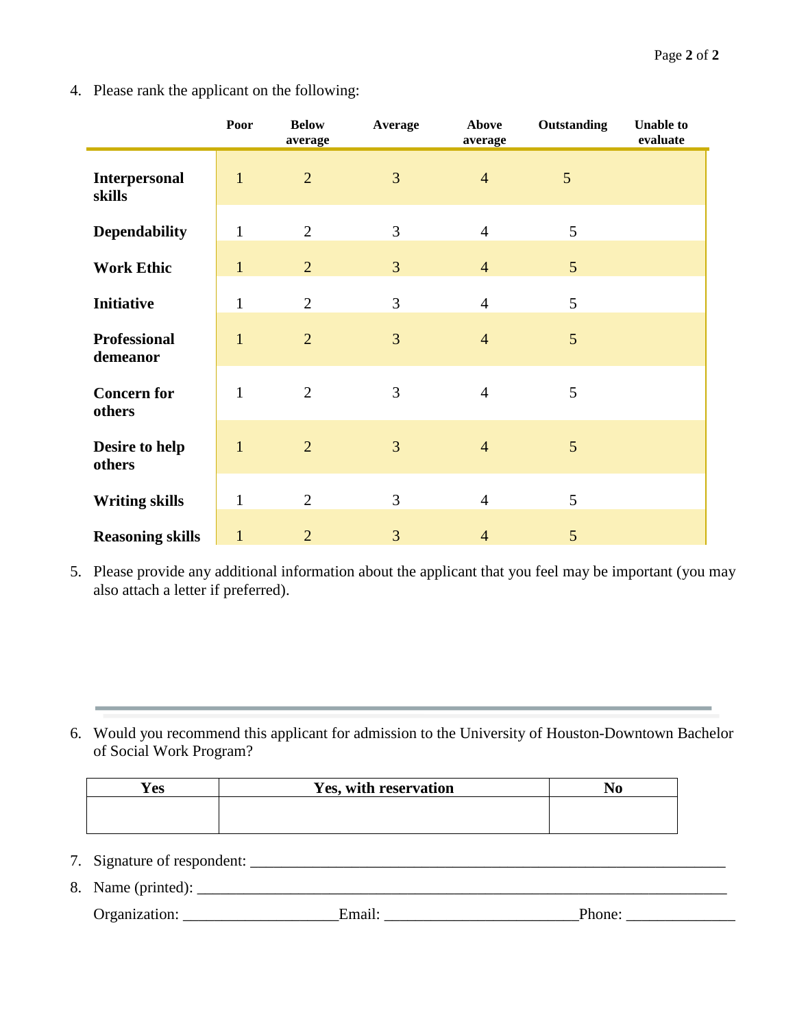4. Please rank the applicant on the following:

| | Poor | Below average | Average | Above average | Outstanding | Unable to evaluate |
|---|---|---|---|---|---|---|
| **Interpersonal skills** | 1 | 2 | 3 | 4 | 5 | |
| **Dependability** | 1 | 2 | 3 | 4 | 5 | |
| **Work Ethic** | 1 | 2 | 3 | 4 | 5 | |
| **Initiative** | 1 | 2 | 3 | 4 | 5 | |
| **Professional demeanor** | 1 | 2 | 3 | 4 | 5 | |
| **Concern for others** | 1 | 2 | 3 | 4 | 5 | |
| **Desire to help others** | 1 | 2 | 3 | 4 | 5 | |
| **Writing skills** | 1 | 2 | 3 | 4 | 5 | |
| **Reasoning skills** | 1 | 2 | 3 | 4 | 5 | |

5. Please provide any additional information about the applicant that you feel may be important (you may also attach a letter if preferred).

---

6. Would you recommend this applicant for admission to the University of Houston-Downtown Bachelor of Social Work Program?

| Yes | Yes, with reservation | No |
|---|---|---|
| | | |

7. Signature of respondent: ______________________________________________________________

8. Name (printed): ______________________________________________________________________

   Organization: ___________________Email: _______________________Phone: _____________